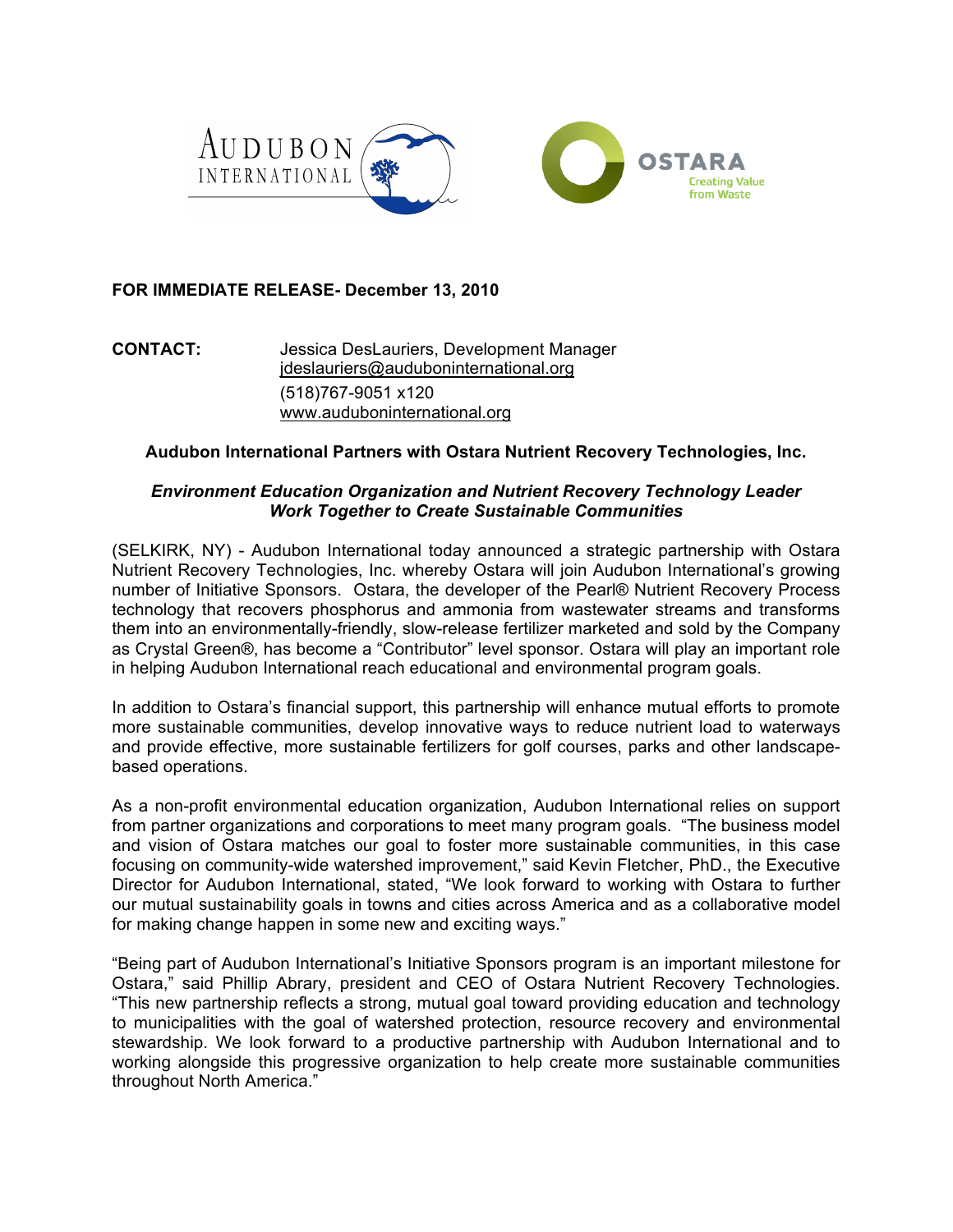**FOR IMMEDIATE RELEASE- December 13, 2010**

**CONTACT:** Jessica DesLauriers, Development Manager
jdeslauriers@auduboninternational.org
(518)767-9051 x120
www.auduboninternational.org

**Audubon International Partners with Ostara Nutrient Recovery Technologies, Inc.**

***Environment Education Organization and Nutrient Recovery Technology Leader Work Together to Create Sustainable Communities***

(SELKIRK, NY) - Audubon International today announced a strategic partnership with Ostara Nutrient Recovery Technologies, Inc. whereby Ostara will join Audubon International's growing number of Initiative Sponsors. Ostara, the developer of the Pearl® Nutrient Recovery Process technology that recovers phosphorus and ammonia from wastewater streams and transforms them into an environmentally-friendly, slow-release fertilizer marketed and sold by the Company as Crystal Green®, has become a "Contributor" level sponsor. Ostara will play an important role in helping Audubon International reach educational and environmental program goals.

In addition to Ostara's financial support, this partnership will enhance mutual efforts to promote more sustainable communities, develop innovative ways to reduce nutrient load to waterways and provide effective, more sustainable fertilizers for golf courses, parks and other landscape-based operations.

As a non-profit environmental education organization, Audubon International relies on support from partner organizations and corporations to meet many program goals. "The business model and vision of Ostara matches our goal to foster more sustainable communities, in this case focusing on community-wide watershed improvement," said Kevin Fletcher, PhD., the Executive Director for Audubon International, stated, "We look forward to working with Ostara to further our mutual sustainability goals in towns and cities across America and as a collaborative model for making change happen in some new and exciting ways."

"Being part of Audubon International's Initiative Sponsors program is an important milestone for Ostara," said Phillip Abrary, president and CEO of Ostara Nutrient Recovery Technologies. "This new partnership reflects a strong, mutual goal toward providing education and technology to municipalities with the goal of watershed protection, resource recovery and environmental stewardship. We look forward to a productive partnership with Audubon International and to working alongside this progressive organization to help create more sustainable communities throughout North America."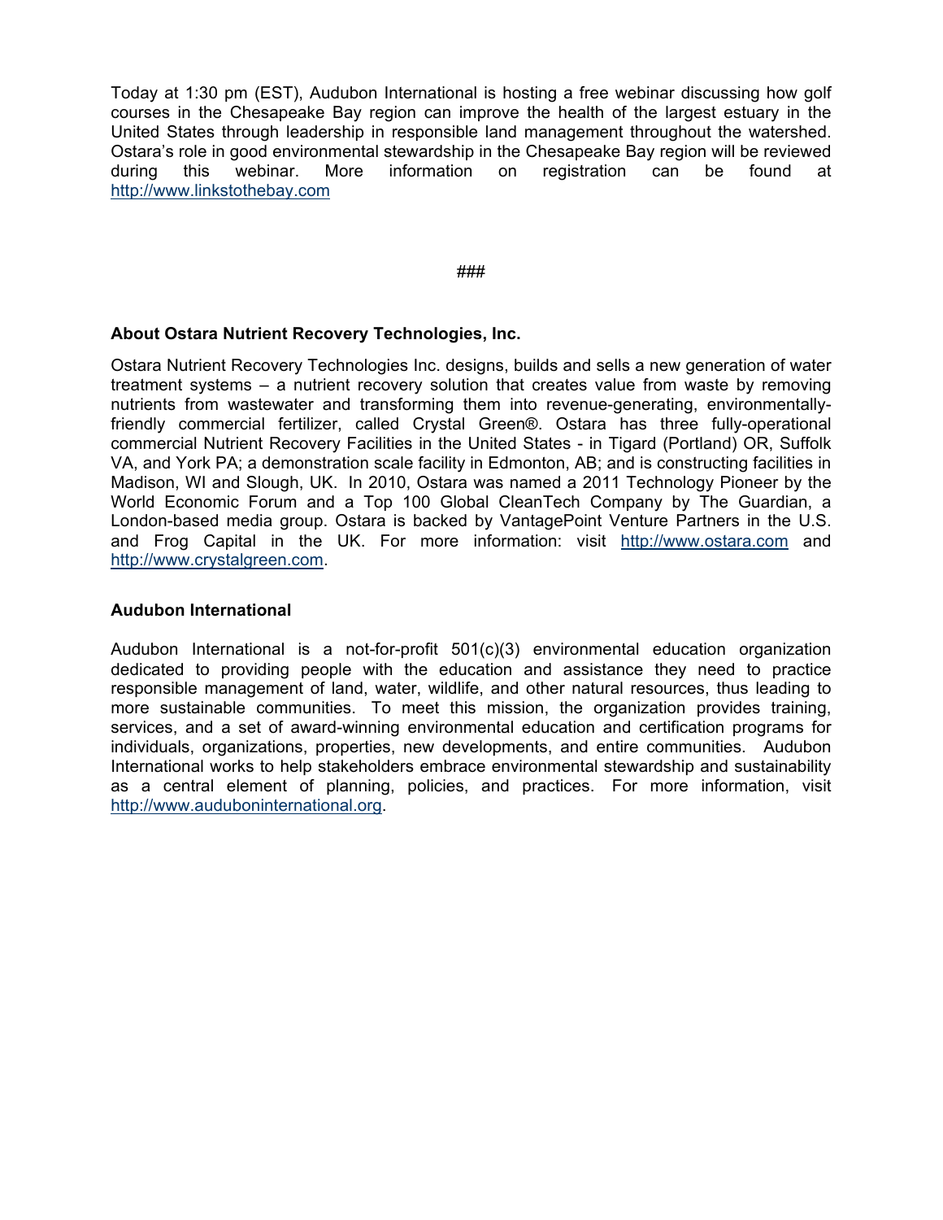Today at 1:30 pm (EST), Audubon International is hosting a free webinar discussing how golf courses in the Chesapeake Bay region can improve the health of the largest estuary in the United States through leadership in responsible land management throughout the watershed. Ostara's role in good environmental stewardship in the Chesapeake Bay region will be reviewed during this webinar. More information on registration can be found at http://www.linkstothebay.com

###

**About Ostara Nutrient Recovery Technologies, Inc.**

Ostara Nutrient Recovery Technologies Inc. designs, builds and sells a new generation of water treatment systems – a nutrient recovery solution that creates value from waste by removing nutrients from wastewater and transforming them into revenue-generating, environmentally-friendly commercial fertilizer, called Crystal Green®. Ostara has three fully-operational commercial Nutrient Recovery Facilities in the United States - in Tigard (Portland) OR, Suffolk VA, and York PA; a demonstration scale facility in Edmonton, AB; and is constructing facilities in Madison, WI and Slough, UK. In 2010, Ostara was named a 2011 Technology Pioneer by the World Economic Forum and a Top 100 Global CleanTech Company by The Guardian, a London-based media group. Ostara is backed by VantagePoint Venture Partners in the U.S. and Frog Capital in the UK. For more information: visit http://www.ostara.com and http://www.crystalgreen.com.

**Audubon International**

Audubon International is a not-for-profit 501(c)(3) environmental education organization dedicated to providing people with the education and assistance they need to practice responsible management of land, water, wildlife, and other natural resources, thus leading to more sustainable communities. To meet this mission, the organization provides training, services, and a set of award-winning environmental education and certification programs for individuals, organizations, properties, new developments, and entire communities. Audubon International works to help stakeholders embrace environmental stewardship and sustainability as a central element of planning, policies, and practices. For more information, visit http://www.audubonInternational.org.